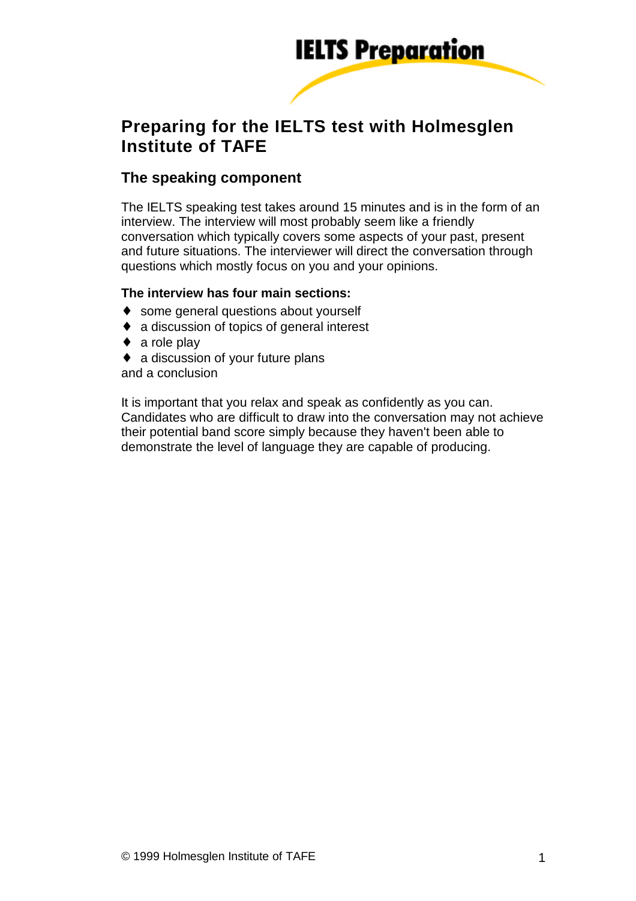IELTS Preparation

# Preparing for the IELTS test with Holmesglen Institute of TAFE

## The speaking component

The IELTS speaking test takes around 15 minutes and is in the form of an interview. The interview will most probably seem like a friendly conversation which typically covers some aspects of your past, present and future situations. The interviewer will direct the conversation through questions which mostly focus on you and your opinions.

**The interview has four main sections:**

- some general questions about yourself
- a discussion of topics of general interest
- a role play
- a discussion of your future plans

and a conclusion

It is important that you relax and speak as confidently as you can. Candidates who are difficult to draw into the conversation may not achieve their potential band score simply because they haven't been able to demonstrate the level of language they are capable of producing.

© 1999 Holmesglen Institute of TAFE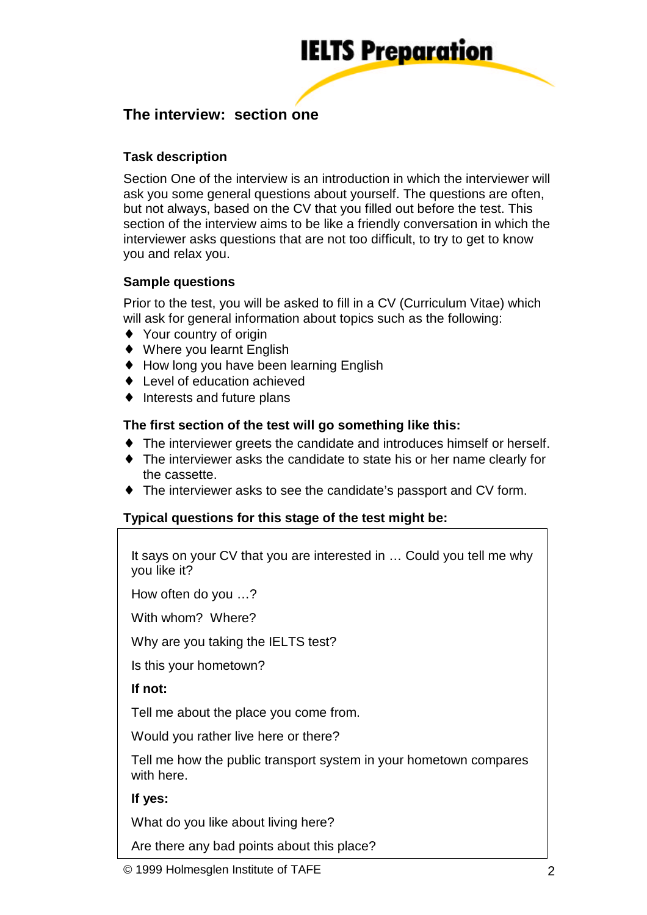## The interview: section one

### Task description

Section One of the interview is an introduction in which the interviewer will ask you some general questions about yourself. The questions are often, but not always, based on the CV that you filled out before the test. This section of the interview aims to be like a friendly conversation in which the interviewer asks questions that are not too difficult, to try to get to know you and relax you.

### Sample questions

Prior to the test, you will be asked to fill in a CV (Curriculum Vitae) which will ask for general information about topics such as the following:

- Your country of origin
- Where you learnt English
- How long you have been learning English
- Level of education achieved
- Interests and future plans

### The first section of the test will go something like this:

- The interviewer greets the candidate and introduces himself or herself.
- The interviewer asks the candidate to state his or her name clearly for the cassette.
- The interviewer asks to see the candidate's passport and CV form.

### Typical questions for this stage of the test might be:

It says on your CV that you are interested in … Could you tell me why you like it?

How often do you …?

With whom? Where?

Why are you taking the IELTS test?

Is this your hometown?

**If not:**

Tell me about the place you come from.

Would you rather live here or there?

Tell me how the public transport system in your hometown compares with here.

**If yes:**

What do you like about living here?

Are there any bad points about this place?

© 1999 Holmesglen Institute of TAFE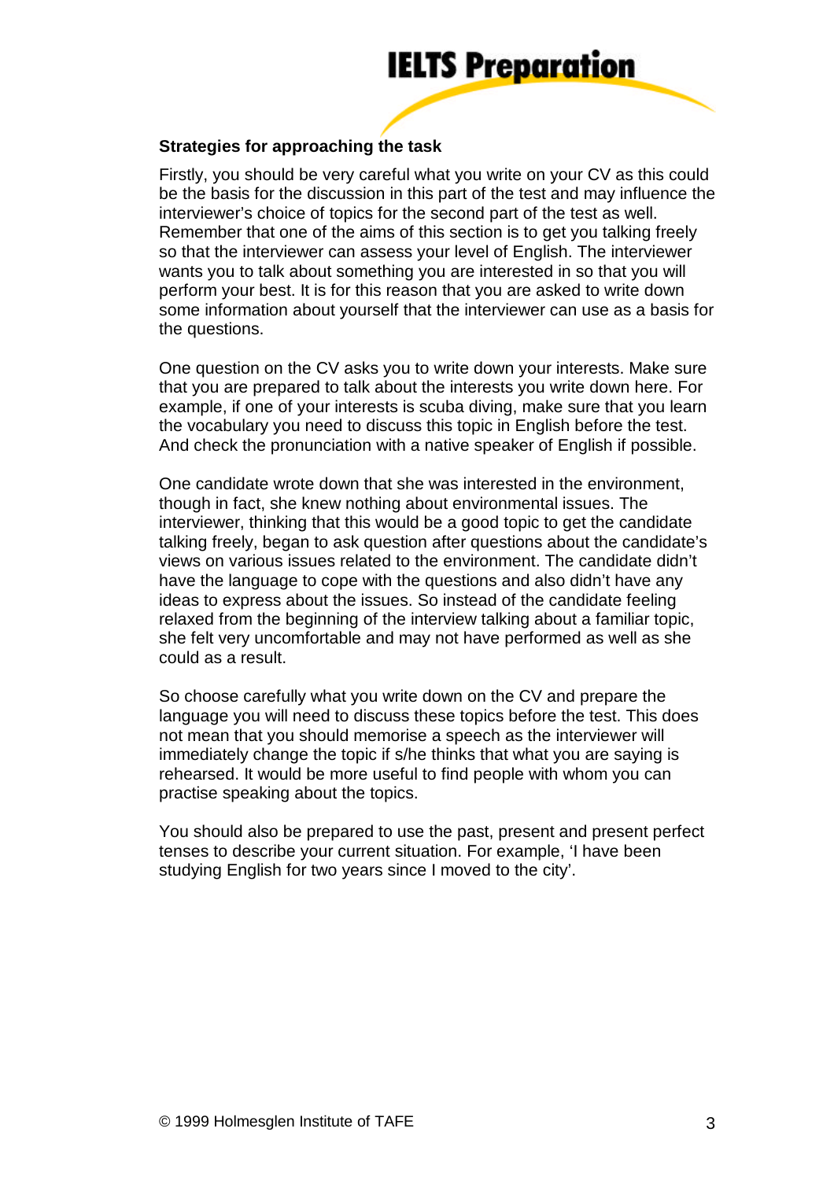**Strategies for approaching the task**

Firstly, you should be very careful what you write on your CV as this could be the basis for the discussion in this part of the test and may influence the interviewer's choice of topics for the second part of the test as well. Remember that one of the aims of this section is to get you talking freely so that the interviewer can assess your level of English. The interviewer wants you to talk about something you are interested in so that you will perform your best. It is for this reason that you are asked to write down some information about yourself that the interviewer can use as a basis for the questions.

One question on the CV asks you to write down your interests. Make sure that you are prepared to talk about the interests you write down here. For example, if one of your interests is scuba diving, make sure that you learn the vocabulary you need to discuss this topic in English before the test. And check the pronunciation with a native speaker of English if possible.

One candidate wrote down that she was interested in the environment, though in fact, she knew nothing about environmental issues. The interviewer, thinking that this would be a good topic to get the candidate talking freely, began to ask question after questions about the candidate's views on various issues related to the environment. The candidate didn't have the language to cope with the questions and also didn't have any ideas to express about the issues. So instead of the candidate feeling relaxed from the beginning of the interview talking about a familiar topic, she felt very uncomfortable and may not have performed as well as she could as a result.

So choose carefully what you write down on the CV and prepare the language you will need to discuss these topics before the test. This does not mean that you should memorise a speech as the interviewer will immediately change the topic if s/he thinks that what you are saying is rehearsed. It would be more useful to find people with whom you can practise speaking about the topics.

You should also be prepared to use the past, present and present perfect tenses to describe your current situation. For example, 'I have been studying English for two years since I moved to the city'.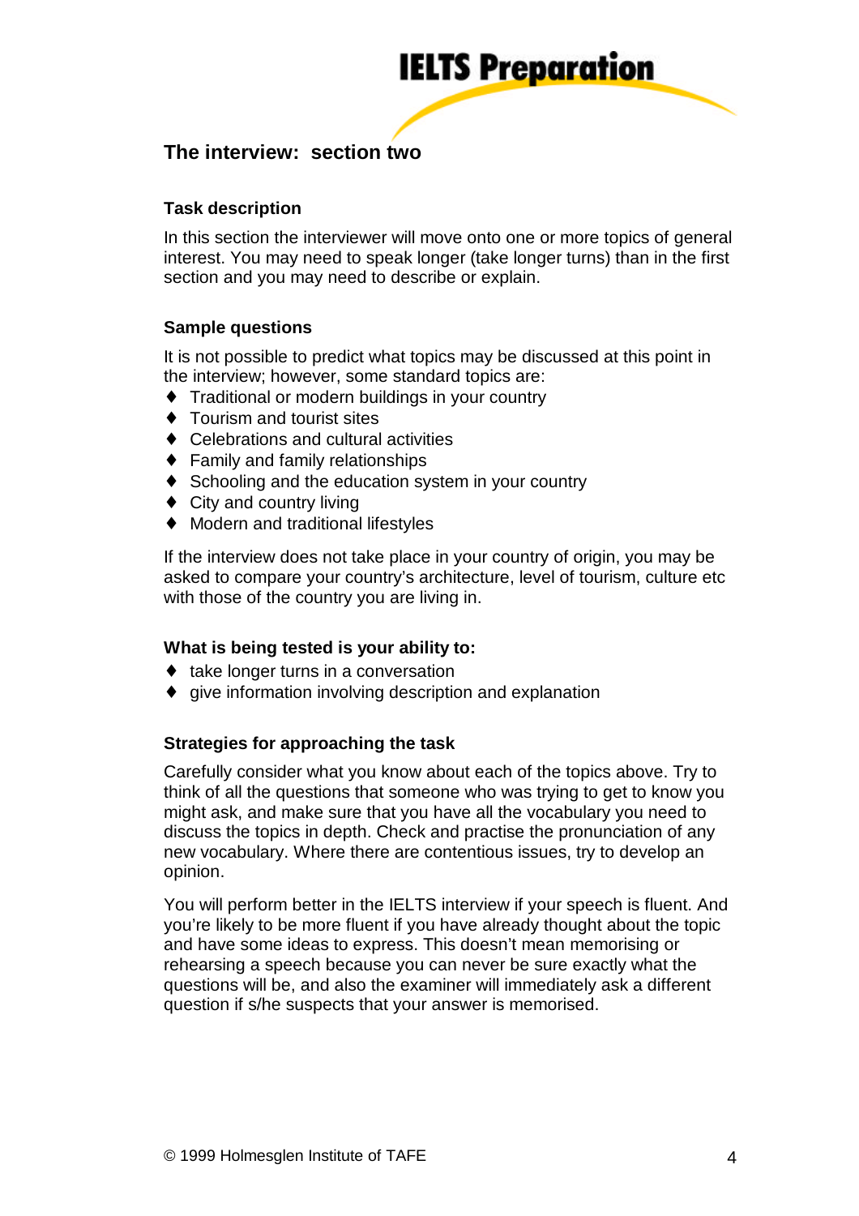## The interview: section two

### Task description

In this section the interviewer will move onto one or more topics of general interest. You may need to speak longer (take longer turns) than in the first section and you may need to describe or explain.

### Sample questions

It is not possible to predict what topics may be discussed at this point in the interview; however, some standard topics are:

- Traditional or modern buildings in your country
- Tourism and tourist sites
- Celebrations and cultural activities
- Family and family relationships
- Schooling and the education system in your country
- City and country living
- Modern and traditional lifestyles

If the interview does not take place in your country of origin, you may be asked to compare your country's architecture, level of tourism, culture etc with those of the country you are living in.

### What is being tested is your ability to:

- take longer turns in a conversation
- give information involving description and explanation

### Strategies for approaching the task

Carefully consider what you know about each of the topics above. Try to think of all the questions that someone who was trying to get to know you might ask, and make sure that you have all the vocabulary you need to discuss the topics in depth. Check and practise the pronunciation of any new vocabulary. Where there are contentious issues, try to develop an opinion.

You will perform better in the IELTS interview if your speech is fluent. And you're likely to be more fluent if you have already thought about the topic and have some ideas to express. This doesn't mean memorising or rehearsing a speech because you can never be sure exactly what the questions will be, and also the examiner will immediately ask a different question if s/he suspects that your answer is memorised.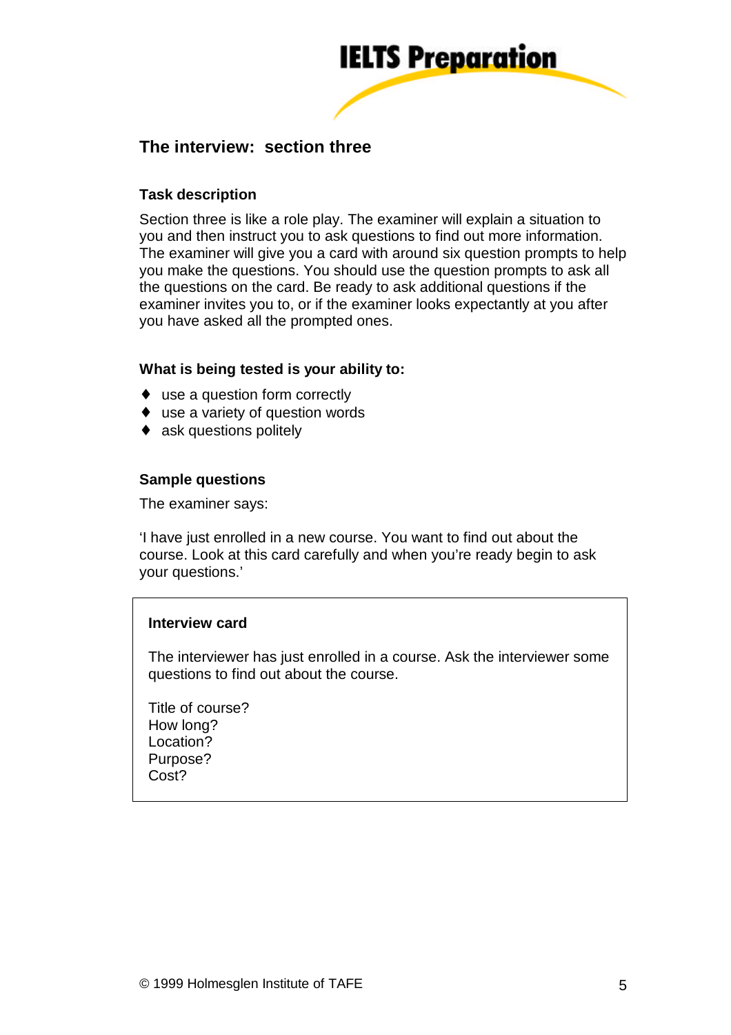## The interview: section three

### Task description

Section three is like a role play. The examiner will explain a situation to you and then instruct you to ask questions to find out more information. The examiner will give you a card with around six question prompts to help you make the questions. You should use the question prompts to ask all the questions on the card. Be ready to ask additional questions if the examiner invites you to, or if the examiner looks expectantly at you after you have asked all the prompted ones.

### What is being tested is your ability to:

- use a question form correctly
- use a variety of question words
- ask questions politely

### Sample questions

The examiner says:

'I have just enrolled in a new course. You want to find out about the course. Look at this card carefully and when you're ready begin to ask your questions.'

**Interview card**

The interviewer has just enrolled in a course. Ask the interviewer some questions to find out about the course.

Title of course?
How long?
Location?
Purpose?
Cost?

© 1999 Holmesglen Institute of TAFE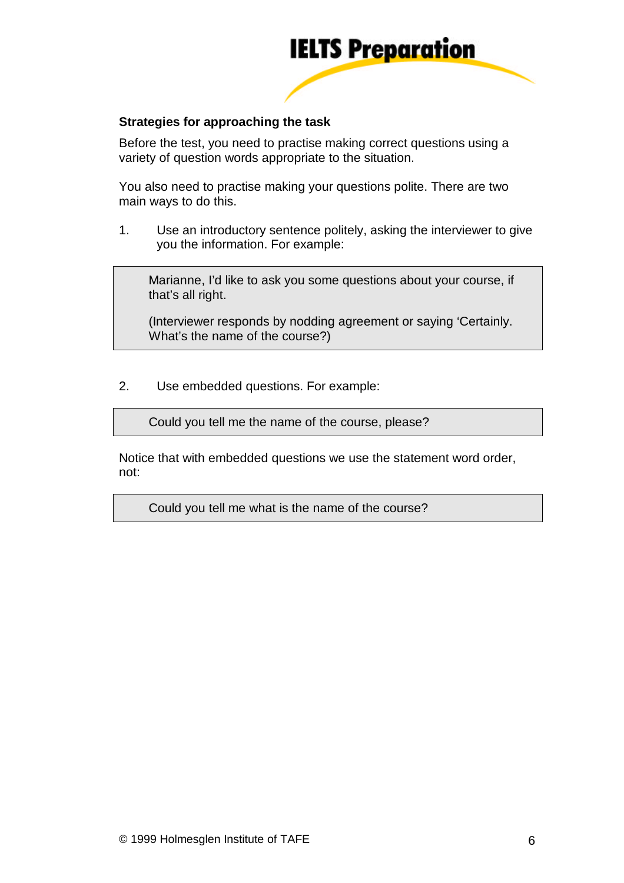**Strategies for approaching the task**

Before the test, you need to practise making correct questions using a variety of question words appropriate to the situation.

You also need to practise making your questions polite. There are two main ways to do this.

1. Use an introductory sentence politely, asking the interviewer to give you the information. For example:

> Marianne, I'd like to ask you some questions about your course, if that's all right.
>
> (Interviewer responds by nodding agreement or saying 'Certainly. What's the name of the course?)

2. Use embedded questions. For example:

> Could you tell me the name of the course, please?

Notice that with embedded questions we use the statement word order, not:

> Could you tell me what is the name of the course?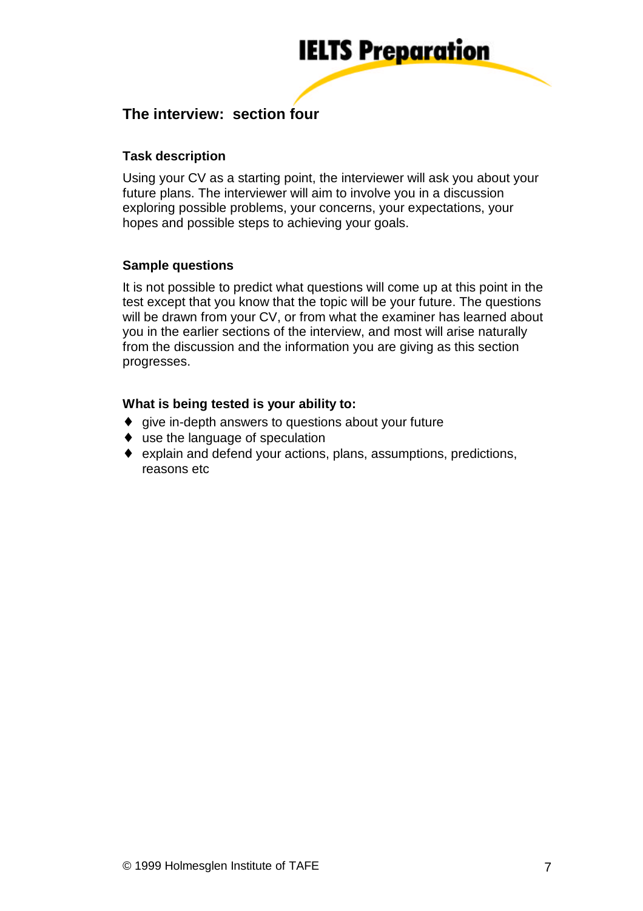## The interview: section four

### Task description

Using your CV as a starting point, the interviewer will ask you about your future plans. The interviewer will aim to involve you in a discussion exploring possible problems, your concerns, your expectations, your hopes and possible steps to achieving your goals.

### Sample questions

It is not possible to predict what questions will come up at this point in the test except that you know that the topic will be your future. The questions will be drawn from your CV, or from what the examiner has learned about you in the earlier sections of the interview, and most will arise naturally from the discussion and the information you are giving as this section progresses.

### What is being tested is your ability to:

- give in-depth answers to questions about your future
- use the language of speculation
- explain and defend your actions, plans, assumptions, predictions, reasons etc

© 1999 Holmesglen Institute of TAFE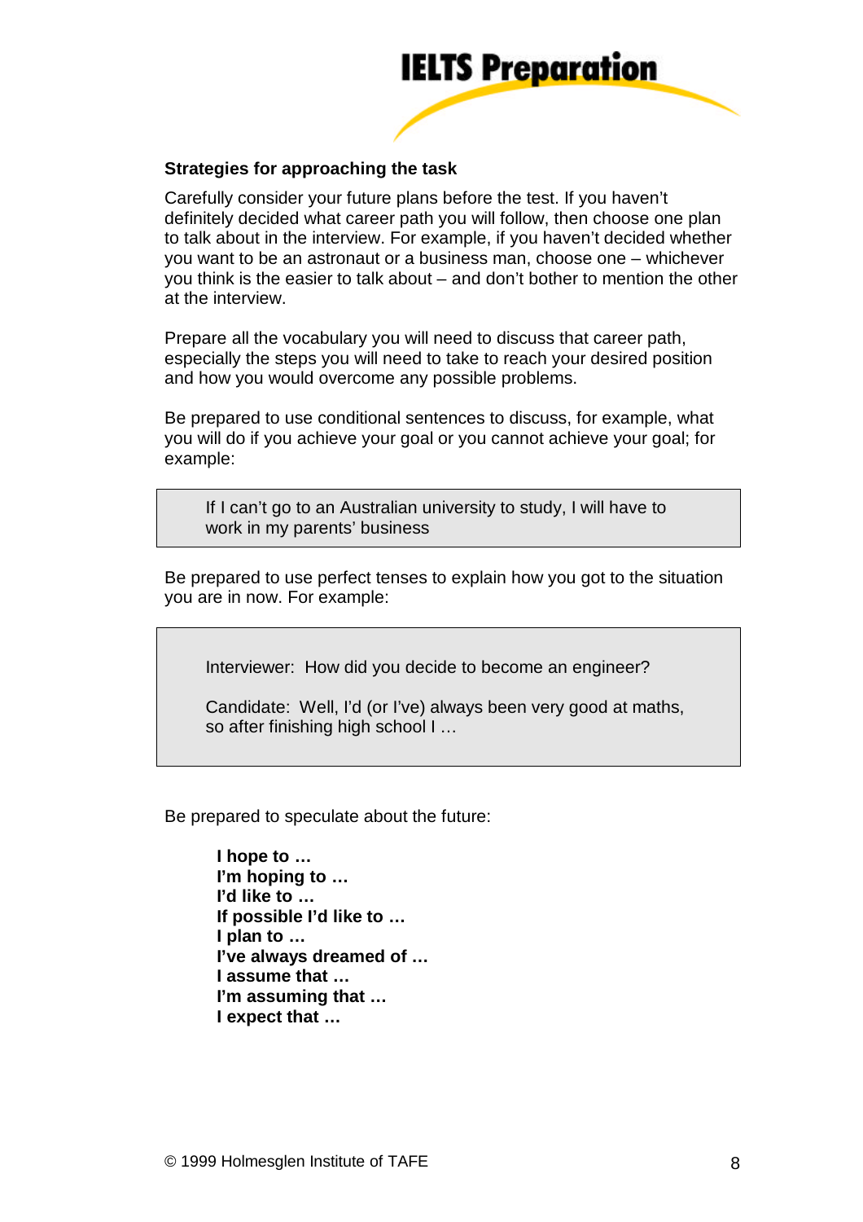**Strategies for approaching the task**

Carefully consider your future plans before the test. If you haven't definitely decided what career path you will follow, then choose one plan to talk about in the interview. For example, if you haven't decided whether you want to be an astronaut or a business man, choose one – whichever you think is the easier to talk about – and don't bother to mention the other at the interview.

Prepare all the vocabulary you will need to discuss that career path, especially the steps you will need to take to reach your desired position and how you would overcome any possible problems.

Be prepared to use conditional sentences to discuss, for example, what you will do if you achieve your goal or you cannot achieve your goal; for example:

> If I can't go to an Australian university to study, I will have to work in my parents' business

Be prepared to use perfect tenses to explain how you got to the situation you are in now. For example:

> Interviewer: How did you decide to become an engineer?
>
> Candidate: Well, I'd (or I've) always been very good at maths, so after finishing high school I …

Be prepared to speculate about the future:

**I hope to …**
**I'm hoping to …**
**I'd like to …**
**If possible I'd like to …**
**I plan to …**
**I've always dreamed of …**
**I assume that …**
**I'm assuming that …**
**I expect that …**

© 1999 Holmesglen Institute of TAFE